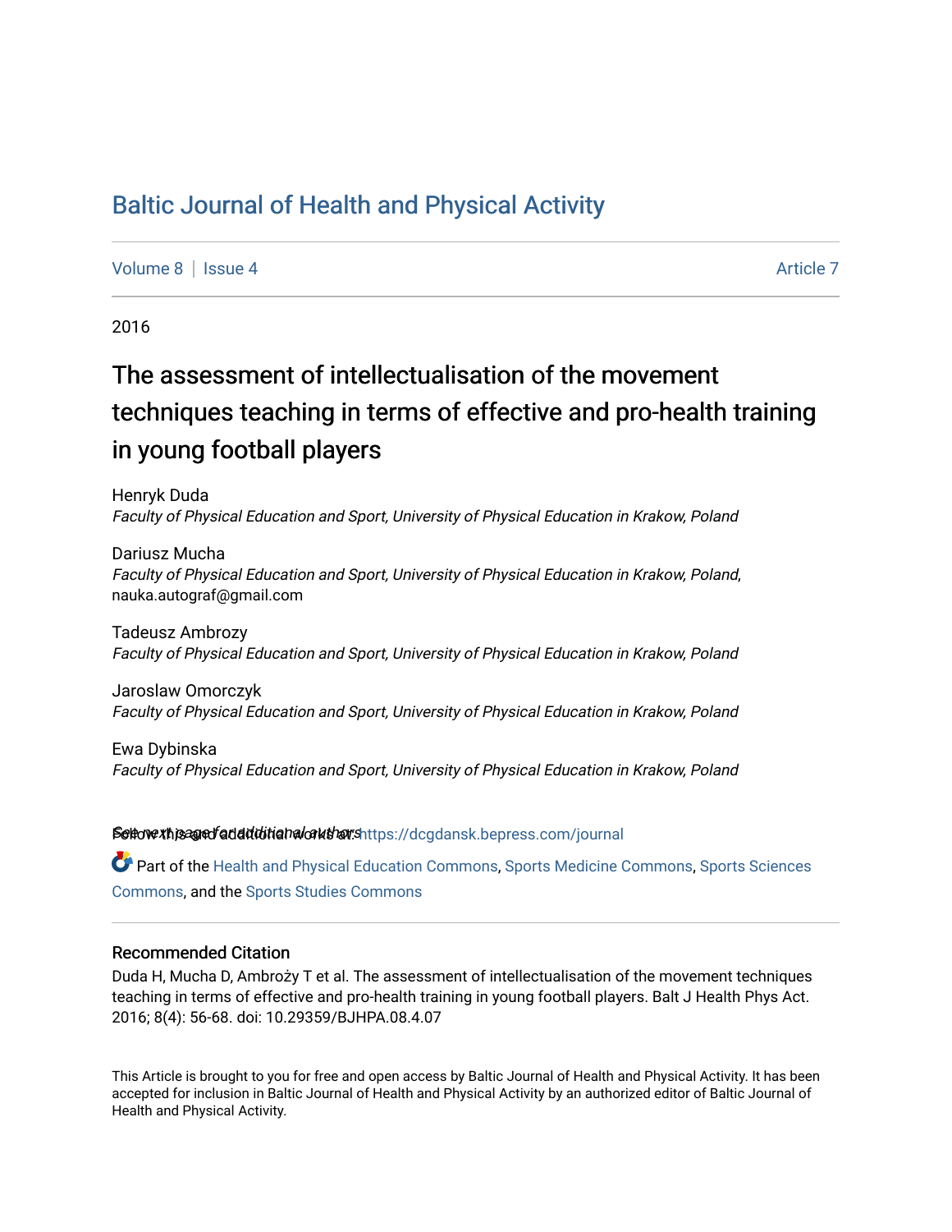# Baltic Journal of Health and Physical Activity

Volume 8 | Issue 4 Article 7

2016

## The assessment of intellectualisation of the movement techniques teaching in terms of effective and pro-health training in young football players

Henryk Duda
*Faculty of Physical Education and Sport, University of Physical Education in Krakow, Poland*

Dariusz Mucha
*Faculty of Physical Education and Sport, University of Physical Education in Krakow, Poland*, nauka.autograf@gmail.com

Tadeusz Ambrozy
*Faculty of Physical Education and Sport, University of Physical Education in Krakow, Poland*

Jaroslaw Omorczyk
*Faculty of Physical Education and Sport, University of Physical Education in Krakow, Poland*

Ewa Dybinska
*Faculty of Physical Education and Sport, University of Physical Education in Krakow, Poland*

*See next page for additional authors*

Follow this and additional works at: https://dcgdansk.bepress.com/journal

Part of the Health and Physical Education Commons, Sports Medicine Commons, Sports Sciences Commons, and the Sports Studies Commons

### Recommended Citation

Duda H, Mucha D, Ambroży T et al. The assessment of intellectualisation of the movement techniques teaching in terms of effective and pro-health training in young football players. Balt J Health Phys Act. 2016; 8(4): 56-68. doi: 10.29359/BJHPA.08.4.07

This Article is brought to you for free and open access by Baltic Journal of Health and Physical Activity. It has been accepted for inclusion in Baltic Journal of Health and Physical Activity by an authorized editor of Baltic Journal of Health and Physical Activity.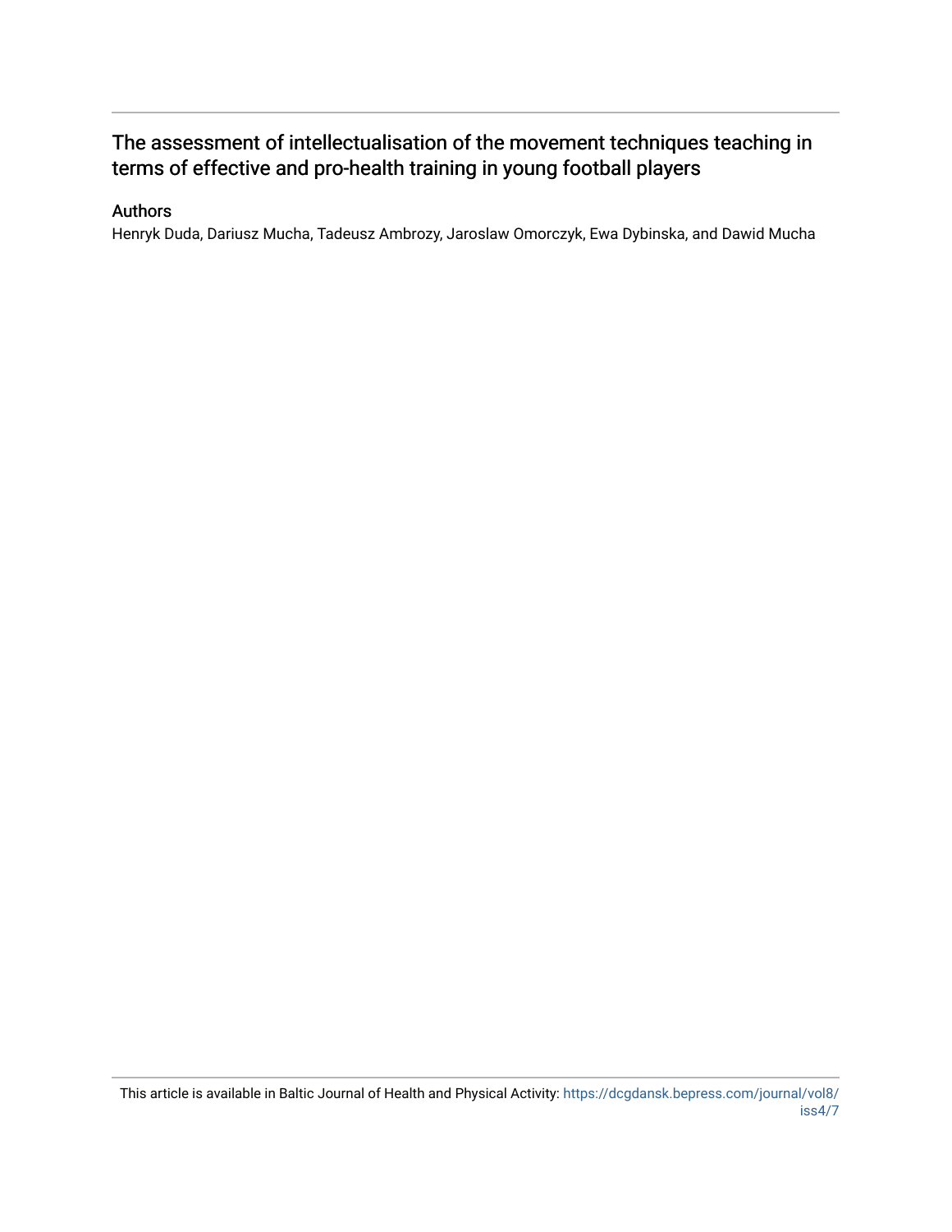The assessment of intellectualisation of the movement techniques teaching in terms of effective and pro-health training in young football players

## Authors

Henryk Duda, Dariusz Mucha, Tadeusz Ambrozy, Jaroslaw Omorczyk, Ewa Dybinska, and Dawid Mucha

This article is available in Baltic Journal of Health and Physical Activity: https://dcgdansk.bepress.com/journal/vol8/iss4/7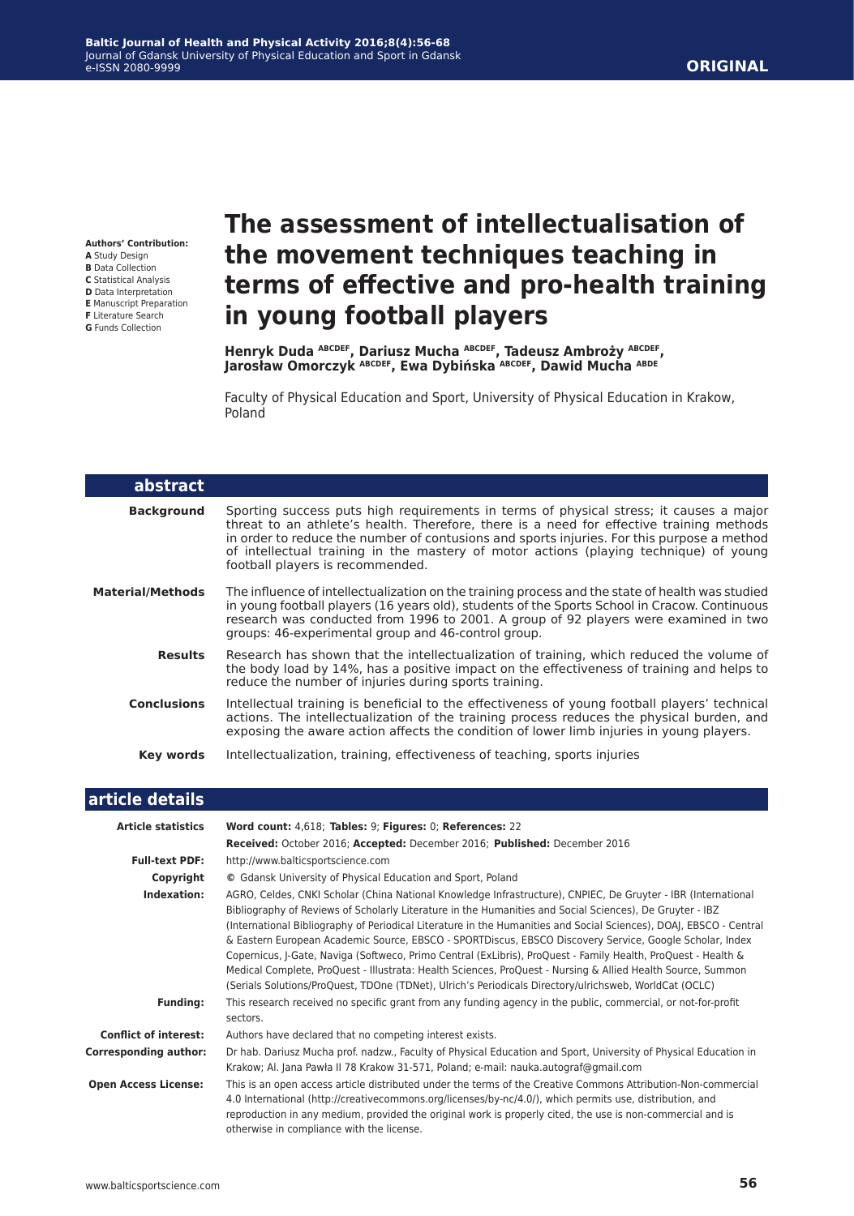**Authors' Contribution:**
**A** Study Design
**B** Data Collection
**C** Statistical Analysis
**D** Data Interpretation
**E** Manuscript Preparation
**F** Literature Search
**G** Funds Collection

# The assessment of intellectualisation of the movement techniques teaching in terms of effective and pro-health training in young football players

**Henryk Duda** [ABCDEF]**, Dariusz Mucha** [ABCDEF]**, Tadeusz Ambroży** [ABCDEF]**, Jarosław Omorczyk** [ABCDEF]**, Ewa Dybińska** [ABCDEF]**, Dawid Mucha** [ABDE]

Faculty of Physical Education and Sport, University of Physical Education in Krakow, Poland

## abstract

**Background**
Sporting success puts high requirements in terms of physical stress; it causes a major threat to an athlete's health. Therefore, there is a need for effective training methods in order to reduce the number of contusions and sports injuries. For this purpose a method of intellectual training in the mastery of motor actions (playing technique) of young football players is recommended.

**Material/Methods**
The influence of intellectualization on the training process and the state of health was studied in young football players (16 years old), students of the Sports School in Cracow. Continuous research was conducted from 1996 to 2001. A group of 92 players were examined in two groups: 46-experimental group and 46-control group.

**Results**
Research has shown that the intellectualization of training, which reduced the volume of the body load by 14%, has a positive impact on the effectiveness of training and helps to reduce the number of injuries during sports training.

**Conclusions**
Intellectual training is beneficial to the effectiveness of young football players' technical actions. The intellectualization of the training process reduces the physical burden, and exposing the aware action affects the condition of lower limb injuries in young players.

**Key words**
Intellectualization, training, effectiveness of teaching, sports injuries

## article details

| | |
|---|---|
| **Article statistics** | **Word count:** 4,618; **Tables:** 9; **Figures:** 0; **References:** 22 |
| | **Received:** October 2016; **Accepted:** December 2016; **Published:** December 2016 |
| **Full-text PDF:** | http://www.balticsportscience.com |
| **Copyright** | © Gdansk University of Physical Education and Sport, Poland |
| **Indexation:** | AGRO, Celdes, CNKI Scholar (China National Knowledge Infrastructure), CNPIEC, De Gruyter - IBR (International Bibliography of Reviews of Scholarly Literature in the Humanities and Social Sciences), De Gruyter - IBZ (International Bibliography of Periodical Literature in the Humanities and Social Sciences), DOAJ, EBSCO - Central & Eastern European Academic Source, EBSCO - SPORTDiscus, EBSCO Discovery Service, Google Scholar, Index Copernicus, J-Gate, Naviga (Softweco, Primo Central (ExLibris), ProQuest - Family Health, ProQuest - Health & Medical Complete, ProQuest - Illustrata: Health Sciences, ProQuest - Nursing & Allied Health Source, Summon (Serials Solutions/ProQuest, TDOne (TDNet), Ulrich's Periodicals Directory/ulrichsweb, WorldCat (OCLC) |
| **Funding:** | This research received no specific grant from any funding agency in the public, commercial, or not-for-profit sectors. |
| **Conflict of interest:** | Authors have declared that no competing interest exists. |
| **Corresponding author:** | Dr hab. Dariusz Mucha prof. nadzw., Faculty of Physical Education and Sport, University of Physical Education in Krakow; Al. Jana Pawła II 78 Krakow 31-571, Poland; e-mail: nauka.autograf@gmail.com |
| **Open Access License:** | This is an open access article distributed under the terms of the Creative Commons Attribution-Non-commercial 4.0 International (http://creativecommons.org/licenses/by-nc/4.0/), which permits use, distribution, and reproduction in any medium, provided the original work is properly cited, the use is non-commercial and is otherwise in compliance with the license. |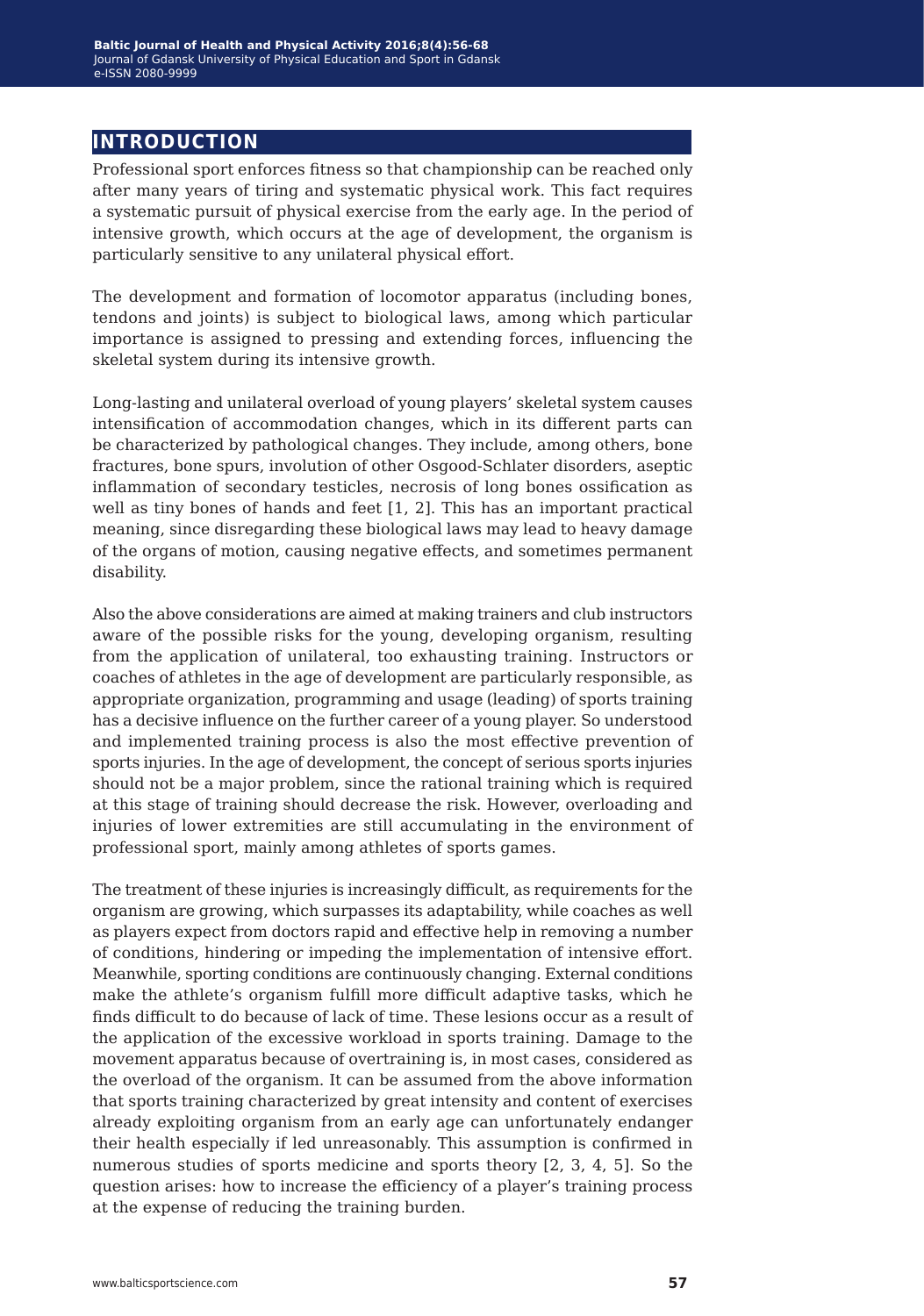## INTRODUCTION

Professional sport enforces fitness so that championship can be reached only after many years of tiring and systematic physical work. This fact requires a systematic pursuit of physical exercise from the early age. In the period of intensive growth, which occurs at the age of development, the organism is particularly sensitive to any unilateral physical effort.

The development and formation of locomotor apparatus (including bones, tendons and joints) is subject to biological laws, among which particular importance is assigned to pressing and extending forces, influencing the skeletal system during its intensive growth.

Long-lasting and unilateral overload of young players' skeletal system causes intensification of accommodation changes, which in its different parts can be characterized by pathological changes. They include, among others, bone fractures, bone spurs, involution of other Osgood-Schlater disorders, aseptic inflammation of secondary testicles, necrosis of long bones ossification as well as tiny bones of hands and feet [1, 2]. This has an important practical meaning, since disregarding these biological laws may lead to heavy damage of the organs of motion, causing negative effects, and sometimes permanent disability.

Also the above considerations are aimed at making trainers and club instructors aware of the possible risks for the young, developing organism, resulting from the application of unilateral, too exhausting training. Instructors or coaches of athletes in the age of development are particularly responsible, as appropriate organization, programming and usage (leading) of sports training has a decisive influence on the further career of a young player. So understood and implemented training process is also the most effective prevention of sports injuries. In the age of development, the concept of serious sports injuries should not be a major problem, since the rational training which is required at this stage of training should decrease the risk. However, overloading and injuries of lower extremities are still accumulating in the environment of professional sport, mainly among athletes of sports games.

The treatment of these injuries is increasingly difficult, as requirements for the organism are growing, which surpasses its adaptability, while coaches as well as players expect from doctors rapid and effective help in removing a number of conditions, hindering or impeding the implementation of intensive effort. Meanwhile, sporting conditions are continuously changing. External conditions make the athlete's organism fulfill more difficult adaptive tasks, which he finds difficult to do because of lack of time. These lesions occur as a result of the application of the excessive workload in sports training. Damage to the movement apparatus because of overtraining is, in most cases, considered as the overload of the organism. It can be assumed from the above information that sports training characterized by great intensity and content of exercises already exploiting organism from an early age can unfortunately endanger their health especially if led unreasonably. This assumption is confirmed in numerous studies of sports medicine and sports theory [2, 3, 4, 5]. So the question arises: how to increase the efficiency of a player's training process at the expense of reducing the training burden.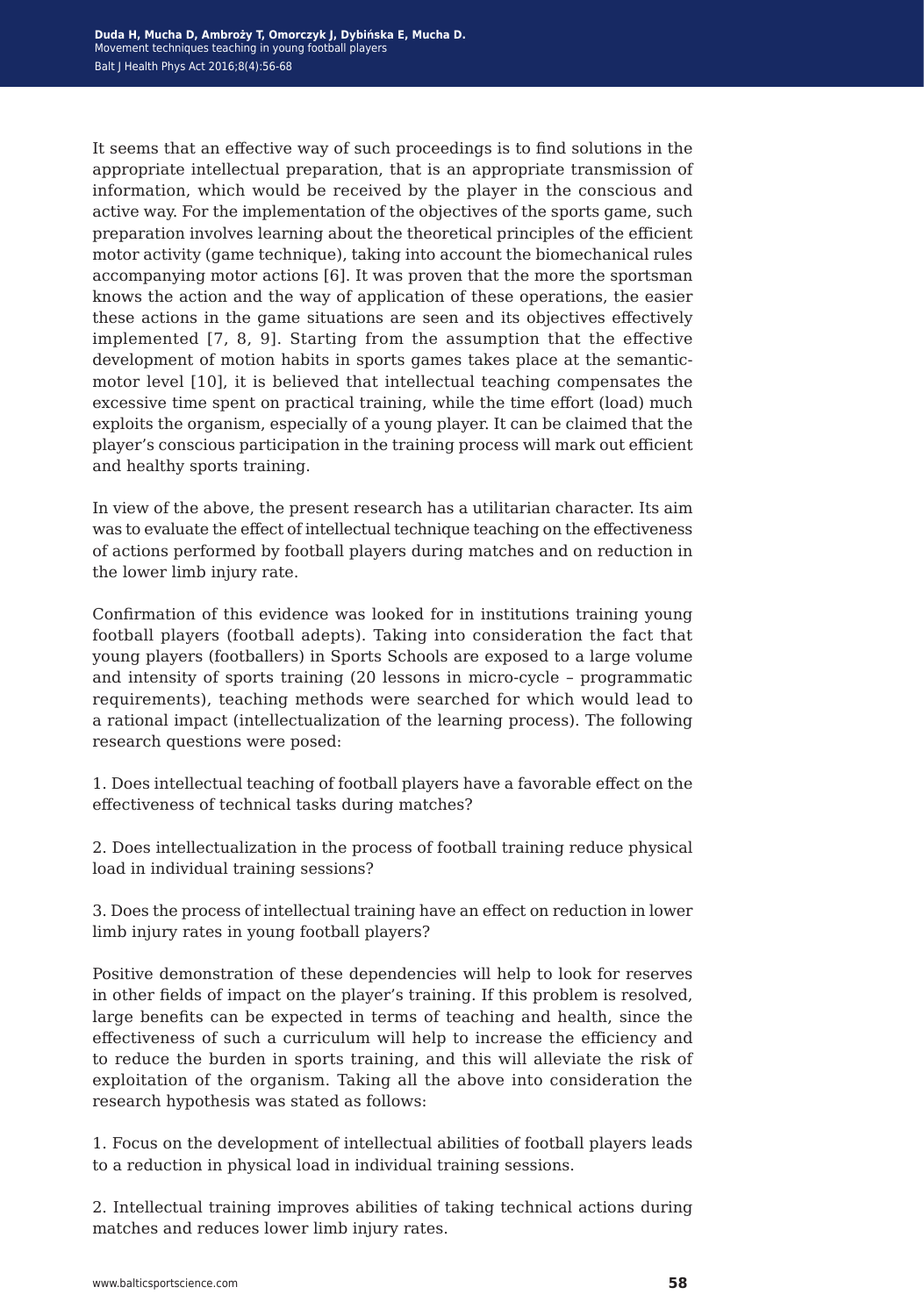It seems that an effective way of such proceedings is to find solutions in the appropriate intellectual preparation, that is an appropriate transmission of information, which would be received by the player in the conscious and active way. For the implementation of the objectives of the sports game, such preparation involves learning about the theoretical principles of the efficient motor activity (game technique), taking into account the biomechanical rules accompanying motor actions [6]. It was proven that the more the sportsman knows the action and the way of application of these operations, the easier these actions in the game situations are seen and its objectives effectively implemented [7, 8, 9]. Starting from the assumption that the effective development of motion habits in sports games takes place at the semantic-motor level [10], it is believed that intellectual teaching compensates the excessive time spent on practical training, while the time effort (load) much exploits the organism, especially of a young player. It can be claimed that the player's conscious participation in the training process will mark out efficient and healthy sports training.

In view of the above, the present research has a utilitarian character. Its aim was to evaluate the effect of intellectual technique teaching on the effectiveness of actions performed by football players during matches and on reduction in the lower limb injury rate.

Confirmation of this evidence was looked for in institutions training young football players (football adepts). Taking into consideration the fact that young players (footballers) in Sports Schools are exposed to a large volume and intensity of sports training (20 lessons in micro-cycle – programmatic requirements), teaching methods were searched for which would lead to a rational impact (intellectualization of the learning process). The following research questions were posed:

1. Does intellectual teaching of football players have a favorable effect on the effectiveness of technical tasks during matches?

2. Does intellectualization in the process of football training reduce physical load in individual training sessions?

3. Does the process of intellectual training have an effect on reduction in lower limb injury rates in young football players?

Positive demonstration of these dependencies will help to look for reserves in other fields of impact on the player's training. If this problem is resolved, large benefits can be expected in terms of teaching and health, since the effectiveness of such a curriculum will help to increase the efficiency and to reduce the burden in sports training, and this will alleviate the risk of exploitation of the organism. Taking all the above into consideration the research hypothesis was stated as follows:

1. Focus on the development of intellectual abilities of football players leads to a reduction in physical load in individual training sessions.

2. Intellectual training improves abilities of taking technical actions during matches and reduces lower limb injury rates.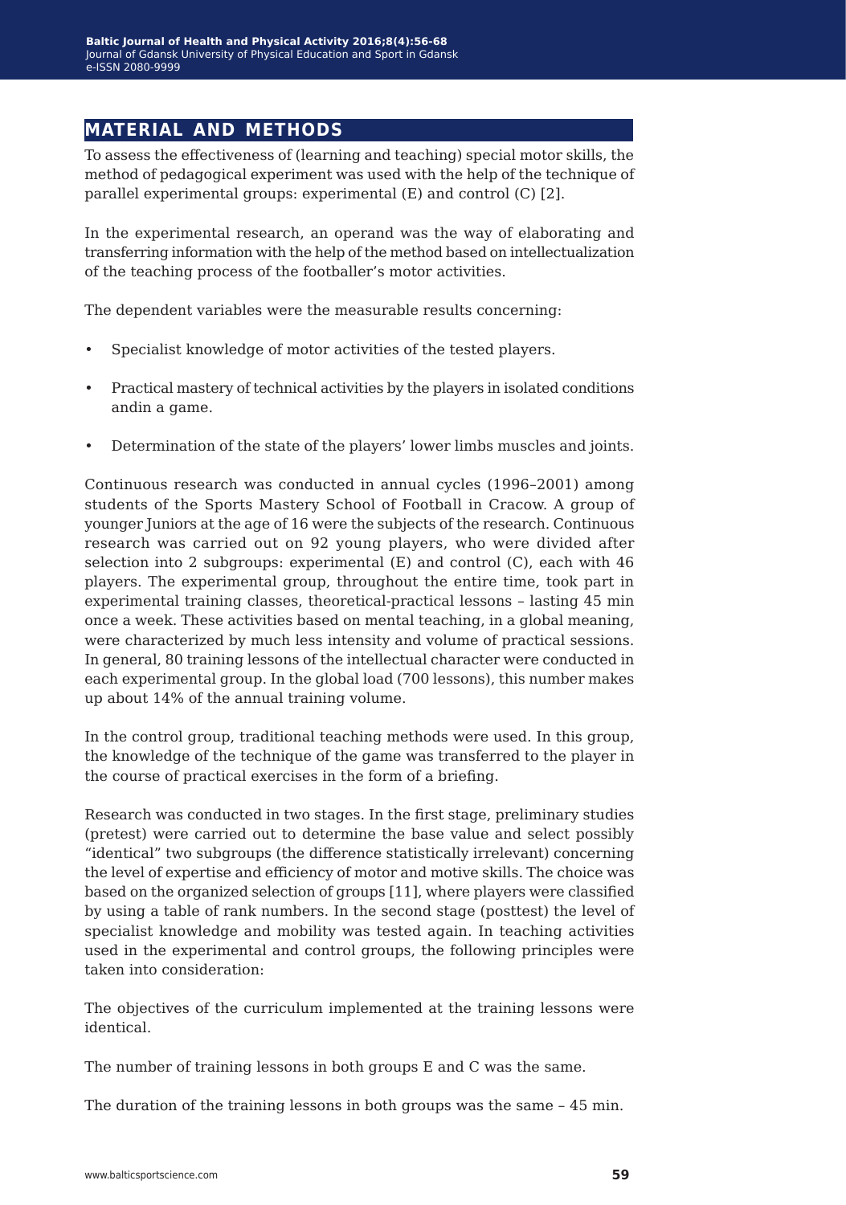## MATERIAL AND METHODS

To assess the effectiveness of (learning and teaching) special motor skills, the method of pedagogical experiment was used with the help of the technique of parallel experimental groups: experimental (E) and control (C) [2].

In the experimental research, an operand was the way of elaborating and transferring information with the help of the method based on intellectualization of the teaching process of the footballer's motor activities.

The dependent variables were the measurable results concerning:

- Specialist knowledge of motor activities of the tested players.
- Practical mastery of technical activities by the players in isolated conditions andin a game.
- Determination of the state of the players' lower limbs muscles and joints.

Continuous research was conducted in annual cycles (1996–2001) among students of the Sports Mastery School of Football in Cracow. A group of younger Juniors at the age of 16 were the subjects of the research. Continuous research was carried out on 92 young players, who were divided after selection into 2 subgroups: experimental (E) and control (C), each with 46 players. The experimental group, throughout the entire time, took part in experimental training classes, theoretical-practical lessons – lasting 45 min once a week. These activities based on mental teaching, in a global meaning, were characterized by much less intensity and volume of practical sessions. In general, 80 training lessons of the intellectual character were conducted in each experimental group. In the global load (700 lessons), this number makes up about 14% of the annual training volume.

In the control group, traditional teaching methods were used. In this group, the knowledge of the technique of the game was transferred to the player in the course of practical exercises in the form of a briefing.

Research was conducted in two stages. In the first stage, preliminary studies (pretest) were carried out to determine the base value and select possibly "identical" two subgroups (the difference statistically irrelevant) concerning the level of expertise and efficiency of motor and motive skills. The choice was based on the organized selection of groups [11], where players were classified by using a table of rank numbers. In the second stage (posttest) the level of specialist knowledge and mobility was tested again. In teaching activities used in the experimental and control groups, the following principles were taken into consideration:

The objectives of the curriculum implemented at the training lessons were identical.

The number of training lessons in both groups E and C was the same.

The duration of the training lessons in both groups was the same – 45 min.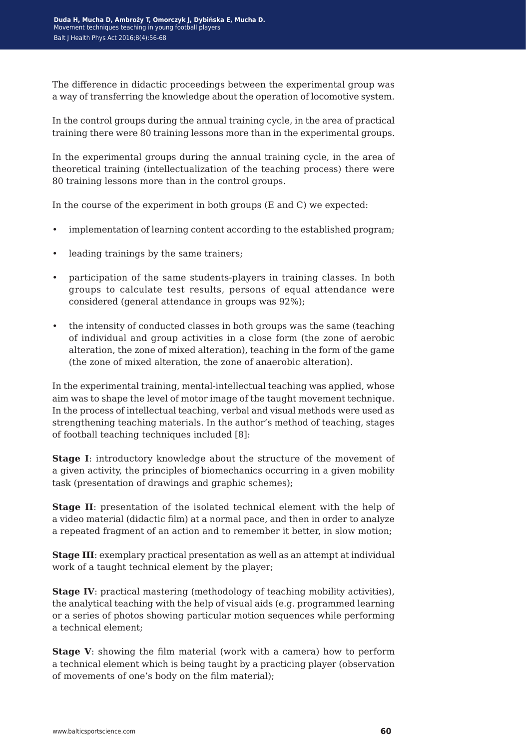The difference in didactic proceedings between the experimental group was a way of transferring the knowledge about the operation of locomotive system.

In the control groups during the annual training cycle, in the area of practical training there were 80 training lessons more than in the experimental groups.

In the experimental groups during the annual training cycle, in the area of theoretical training (intellectualization of the teaching process) there were 80 training lessons more than in the control groups.

In the course of the experiment in both groups (E and C) we expected:

- implementation of learning content according to the established program;
- leading trainings by the same trainers;
- participation of the same students-players in training classes. In both groups to calculate test results, persons of equal attendance were considered (general attendance in groups was 92%);
- the intensity of conducted classes in both groups was the same (teaching of individual and group activities in a close form (the zone of aerobic alteration, the zone of mixed alteration), teaching in the form of the game (the zone of mixed alteration, the zone of anaerobic alteration).

In the experimental training, mental-intellectual teaching was applied, whose aim was to shape the level of motor image of the taught movement technique. In the process of intellectual teaching, verbal and visual methods were used as strengthening teaching materials. In the author's method of teaching, stages of football teaching techniques included [8]:

**Stage I**: introductory knowledge about the structure of the movement of a given activity, the principles of biomechanics occurring in a given mobility task (presentation of drawings and graphic schemes);

**Stage II**: presentation of the isolated technical element with the help of a video material (didactic film) at a normal pace, and then in order to analyze a repeated fragment of an action and to remember it better, in slow motion;

**Stage III**: exemplary practical presentation as well as an attempt at individual work of a taught technical element by the player;

**Stage IV**: practical mastering (methodology of teaching mobility activities), the analytical teaching with the help of visual aids (e.g. programmed learning or a series of photos showing particular motion sequences while performing a technical element;

**Stage V**: showing the film material (work with a camera) how to perform a technical element which is being taught by a practicing player (observation of movements of one's body on the film material);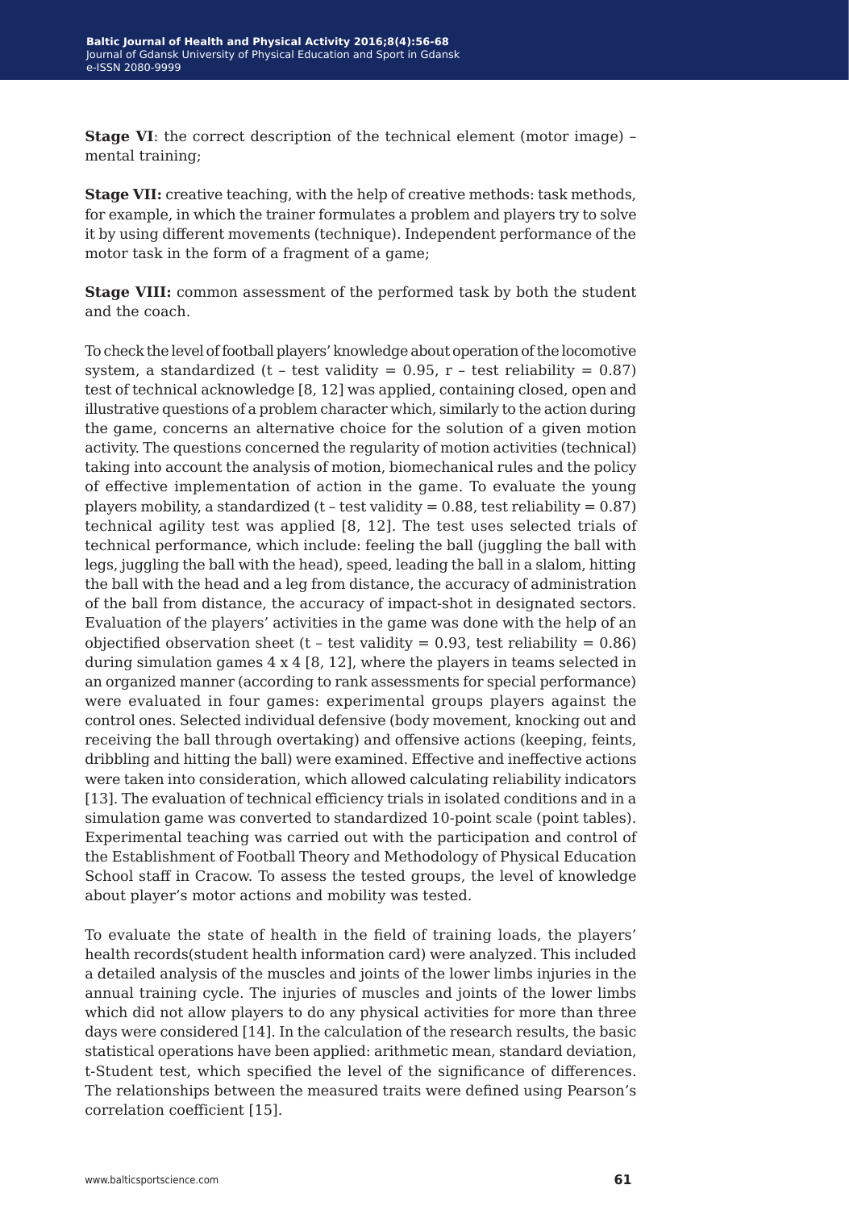**Stage VI**: the correct description of the technical element (motor image) – mental training;

**Stage VII:** creative teaching, with the help of creative methods: task methods, for example, in which the trainer formulates a problem and players try to solve it by using different movements (technique). Independent performance of the motor task in the form of a fragment of a game;

**Stage VIII:** common assessment of the performed task by both the student and the coach.

To check the level of football players' knowledge about operation of the locomotive system, a standardized (t – test validity = 0.95, r – test reliability = 0.87) test of technical acknowledge [8, 12] was applied, containing closed, open and illustrative questions of a problem character which, similarly to the action during the game, concerns an alternative choice for the solution of a given motion activity. The questions concerned the regularity of motion activities (technical) taking into account the analysis of motion, biomechanical rules and the policy of effective implementation of action in the game. To evaluate the young players mobility, a standardized (t – test validity = 0.88, test reliability = 0.87) technical agility test was applied [8, 12]. The test uses selected trials of technical performance, which include: feeling the ball (juggling the ball with legs, juggling the ball with the head), speed, leading the ball in a slalom, hitting the ball with the head and a leg from distance, the accuracy of administration of the ball from distance, the accuracy of impact-shot in designated sectors. Evaluation of the players' activities in the game was done with the help of an objectified observation sheet (t – test validity = 0.93, test reliability = 0.86) during simulation games 4 x 4 [8, 12], where the players in teams selected in an organized manner (according to rank assessments for special performance) were evaluated in four games: experimental groups players against the control ones. Selected individual defensive (body movement, knocking out and receiving the ball through overtaking) and offensive actions (keeping, feints, dribbling and hitting the ball) were examined. Effective and ineffective actions were taken into consideration, which allowed calculating reliability indicators [13]. The evaluation of technical efficiency trials in isolated conditions and in a simulation game was converted to standardized 10-point scale (point tables). Experimental teaching was carried out with the participation and control of the Establishment of Football Theory and Methodology of Physical Education School staff in Cracow. To assess the tested groups, the level of knowledge about player's motor actions and mobility was tested.

To evaluate the state of health in the field of training loads, the players' health records(student health information card) were analyzed. This included a detailed analysis of the muscles and joints of the lower limbs injuries in the annual training cycle. The injuries of muscles and joints of the lower limbs which did not allow players to do any physical activities for more than three days were considered [14]. In the calculation of the research results, the basic statistical operations have been applied: arithmetic mean, standard deviation, t-Student test, which specified the level of the significance of differences. The relationships between the measured traits were defined using Pearson's correlation coefficient [15].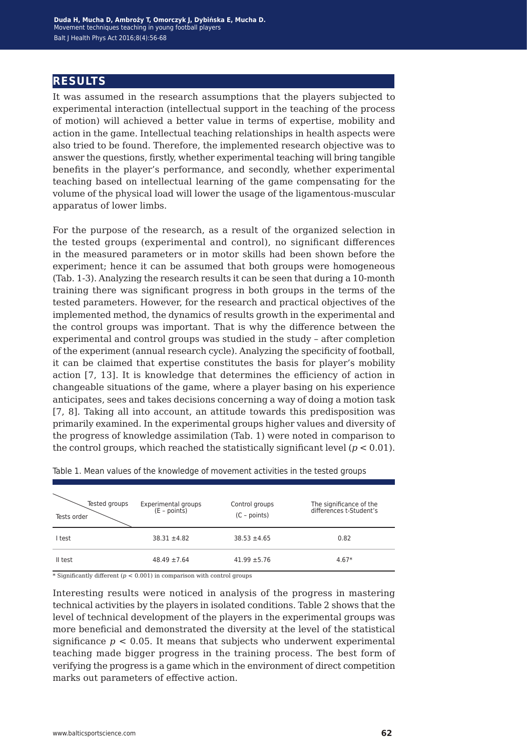## RESULTS

It was assumed in the research assumptions that the players subjected to experimental interaction (intellectual support in the teaching of the process of motion) will achieved a better value in terms of expertise, mobility and action in the game. Intellectual teaching relationships in health aspects were also tried to be found. Therefore, the implemented research objective was to answer the questions, firstly, whether experimental teaching will bring tangible benefits in the player's performance, and secondly, whether experimental teaching based on intellectual learning of the game compensating for the volume of the physical load will lower the usage of the ligamentous-muscular apparatus of lower limbs.

For the purpose of the research, as a result of the organized selection in the tested groups (experimental and control), no significant differences in the measured parameters or in motor skills had been shown before the experiment; hence it can be assumed that both groups were homogeneous (Tab. 1-3). Analyzing the research results it can be seen that during a 10-month training there was significant progress in both groups in the terms of the tested parameters. However, for the research and practical objectives of the implemented method, the dynamics of results growth in the experimental and the control groups was important. That is why the difference between the experimental and control groups was studied in the study – after completion of the experiment (annual research cycle). Analyzing the specificity of football, it can be claimed that expertise constitutes the basis for player's mobility action [7, 13]. It is knowledge that determines the efficiency of action in changeable situations of the game, where a player basing on his experience anticipates, sees and takes decisions concerning a way of doing a motion task [7, 8]. Taking all into account, an attitude towards this predisposition was primarily examined. In the experimental groups higher values and diversity of the progress of knowledge assimilation (Tab. 1) were noted in comparison to the control groups, which reached the statistically significant level ($p < 0.01$).

Table 1. Mean values of the knowledge of movement activities in the tested groups

| Tests order / Tested groups | Experimental groups (E – points) | Control groups (C – points) | The significance of the differences t-Student's |
|---|---|---|---|
| I test | 38.31 ±4.82 | 38.53 ±4.65 | 0.82 |
| II test | 48.49 ±7.64 | 41.99 ±5.76 | 4.67* |

* Significantly different ($p < 0.001$) in comparison with control groups

Interesting results were noticed in analysis of the progress in mastering technical activities by the players in isolated conditions. Table 2 shows that the level of technical development of the players in the experimental groups was more beneficial and demonstrated the diversity at the level of the statistical significance $p < 0.05$. It means that subjects who underwent experimental teaching made bigger progress in the training process. The best form of verifying the progress is a game which in the environment of direct competition marks out parameters of effective action.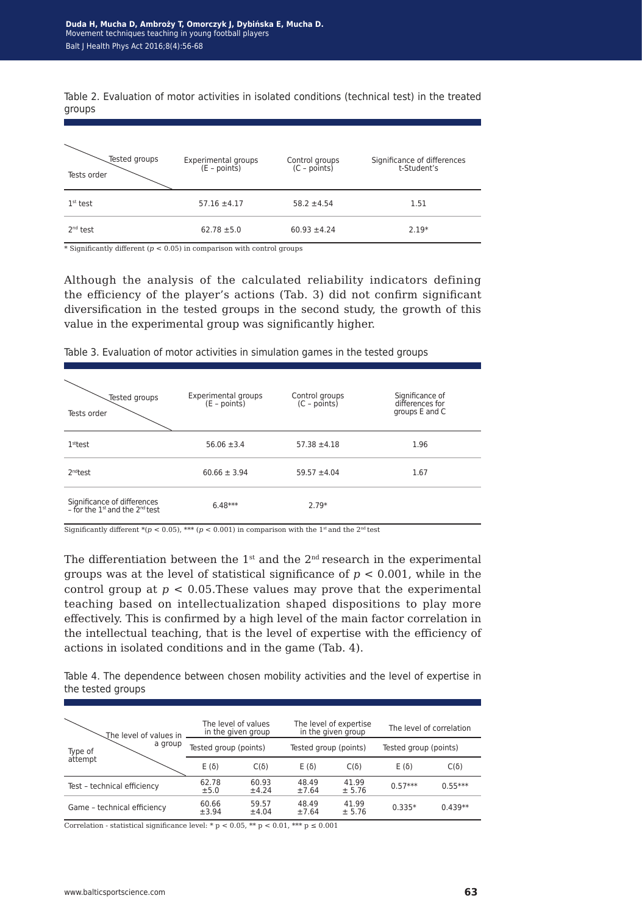Table 2. Evaluation of motor activities in isolated conditions (technical test) in the treated groups

| Tests order \ Tested groups | Experimental groups (E – points) | Control groups (C – points) | Significance of differences t-Student's |
|---|---|---|---|
| 1st test | 57.16 ±4.17 | 58.2 ±4.54 | 1.51 |
| 2nd test | 62.78 ±5.0 | 60.93 ±4.24 | 2.19* |

\* Significantly different ($p < 0.05$) in comparison with control groups

Although the analysis of the calculated reliability indicators defining the efficiency of the player's actions (Tab. 3) did not confirm significant diversification in the tested groups in the second study, the growth of this value in the experimental group was significantly higher.

Table 3. Evaluation of motor activities in simulation games in the tested groups

| Tests order \ Tested groups | Experimental groups (E – points) | Control groups (C – points) | Significance of differences for groups E and C |
|---|---|---|---|
| 1st test | 56.06 ±3.4 | 57.38 ±4.18 | 1.96 |
| 2nd test | 60.66 ± 3.94 | 59.57 ±4.04 | 1.67 |
| Significance of differences – for the 1st and the 2nd test | 6.48*** | 2.79* | |

Significantly different *($p < 0.05$), *** ($p < 0.001$) in comparison with the 1st and the 2nd test

The differentiation between the 1st and the 2nd research in the experimental groups was at the level of statistical significance of $p < 0.001$, while in the control group at $p < 0.05$.These values may prove that the experimental teaching based on intellectualization shaped dispositions to play more effectively. This is confirmed by a high level of the main factor correlation in the intellectual teaching, that is the level of expertise with the efficiency of actions in isolated conditions and in the game (Tab. 4).

Table 4. The dependence between chosen mobility activities and the level of expertise in the tested groups

| Type of attempt \ The level of values in a group | The level of values in the given group | | The level of expertise in the given group | | The level of correlation | |
|---|---|---|---|---|---|---|
| | Tested group (points) | | Tested group (points) | | Tested group (points) | |
| | E (δ) | C(δ) | E (δ) | C(δ) | E (δ) | C(δ) |
| Test – technical efficiency | 62.78 ±5.0 | 60.93 ±4.24 | 48.49 ±7.64 | 41.99 ± 5.76 | 0.57*** | 0.55*** |
| Game – technical efficiency | 60.66 ±3.94 | 59.57 ±4.04 | 48.49 ±7.64 | 41.99 ± 5.76 | 0.335* | 0.439** |

Correlation - statistical significance level: * $p < 0.05$, ** $p < 0.01$, *** $p \leq 0.001$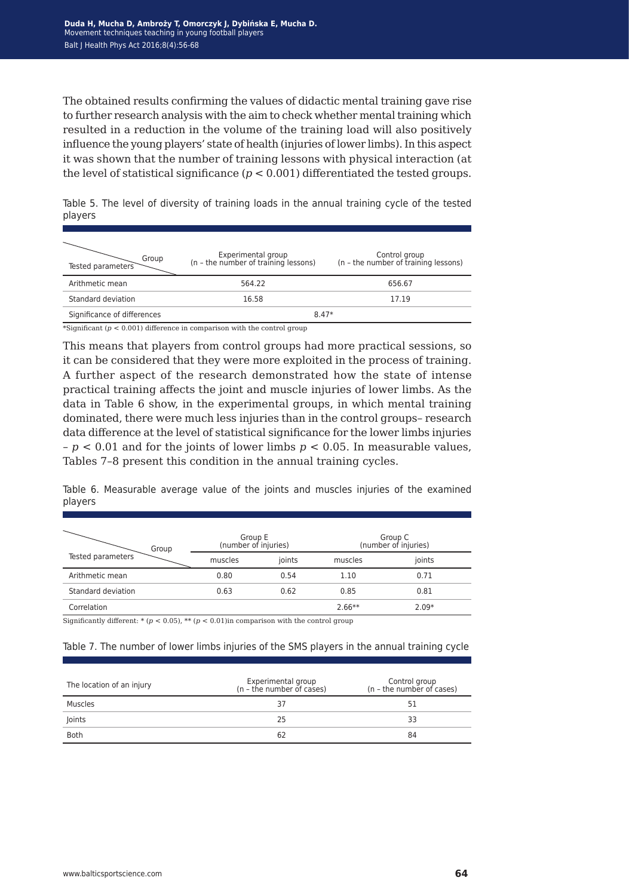The obtained results confirming the values of didactic mental training gave rise to further research analysis with the aim to check whether mental training which resulted in a reduction in the volume of the training load will also positively influence the young players' state of health (injuries of lower limbs). In this aspect it was shown that the number of training lessons with physical interaction (at the level of statistical significance ($p < 0.001$) differentiated the tested groups.

Table 5. The level of diversity of training loads in the annual training cycle of the tested players

| Tested parameters / Group | Experimental group (n – the number of training lessons) | Control group (n – the number of training lessons) |
|---|---|---|
| Arithmetic mean | 564.22 | 656.67 |
| Standard deviation | 16.58 | 17.19 |
| Significance of differences | 8.47* | |

*Significant ($p < 0.001$) difference in comparison with the control group

This means that players from control groups had more practical sessions, so it can be considered that they were more exploited in the process of training. A further aspect of the research demonstrated how the state of intense practical training affects the joint and muscle injuries of lower limbs. As the data in Table 6 show, in the experimental groups, in which mental training dominated, there were much less injuries than in the control groups– research data difference at the level of statistical significance for the lower limbs injuries – $p < 0.01$ and for the joints of lower limbs $p < 0.05$. In measurable values, Tables 7–8 present this condition in the annual training cycles.

Table 6. Measurable average value of the joints and muscles injuries of the examined players

| Tested parameters / Group | Group E (number of injuries) | | Group C (number of injuries) | |
|---|---|---|---|---|
| | muscles | joints | muscles | joints |
| Arithmetic mean | 0.80 | 0.54 | 1.10 | 0.71 |
| Standard deviation | 0.63 | 0.62 | 0.85 | 0.81 |
| Correlation | | | 2.66** | 2.09* |

Significantly different: * ($p < 0.05$), ** ($p < 0.01$)in comparison with the control group

Table 7. The number of lower limbs injuries of the SMS players in the annual training cycle

| The location of an injury | Experimental group (n – the number of cases) | Control group (n – the number of cases) |
|---|---|---|
| Muscles | 37 | 51 |
| Joints | 25 | 33 |
| Both | 62 | 84 |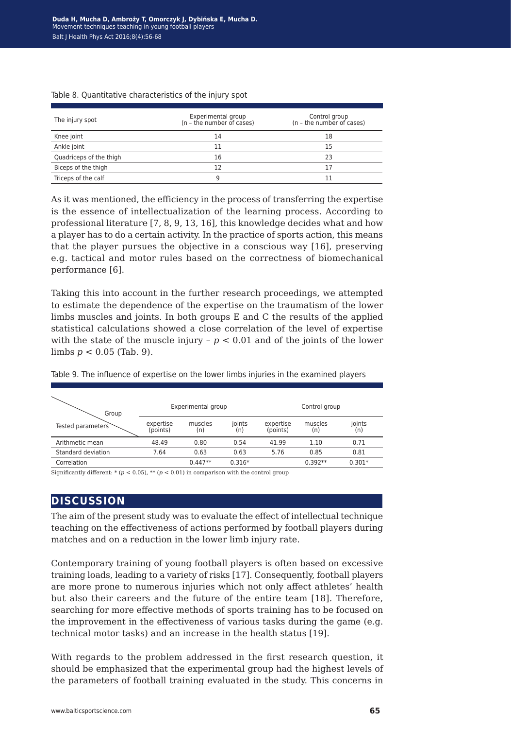Table 8. Quantitative characteristics of the injury spot

| The injury spot | Experimental group (n – the number of cases) | Control group (n – the number of cases) |
|---|---|---|
| Knee joint | 14 | 18 |
| Ankle joint | 11 | 15 |
| Quadriceps of the thigh | 16 | 23 |
| Biceps of the thigh | 12 | 17 |
| Triceps of the calf | 9 | 11 |

As it was mentioned, the efficiency in the process of transferring the expertise is the essence of intellectualization of the learning process. According to professional literature [7, 8, 9, 13, 16], this knowledge decides what and how a player has to do a certain activity. In the practice of sports action, this means that the player pursues the objective in a conscious way [16], preserving e.g. tactical and motor rules based on the correctness of biomechanical performance [6].

Taking this into account in the further research proceedings, we attempted to estimate the dependence of the expertise on the traumatism of the lower limbs muscles and joints. In both groups E and C the results of the applied statistical calculations showed a close correlation of the level of expertise with the state of the muscle injury – $p < 0.01$ and of the joints of the lower limbs $p < 0.05$ (Tab. 9).

Table 9. The influence of expertise on the lower limbs injuries in the examined players

| Tested parameters \ Group | Experimental group | | | Control group | | |
|---|---|---|---|---|---|---|
| | expertise (points) | muscles (n) | joints (n) | expertise (points) | muscles (n) | joints (n) |
| Arithmetic mean | 48.49 | 0.80 | 0.54 | 41.99 | 1.10 | 0.71 |
| Standard deviation | 7.64 | 0.63 | 0.63 | 5.76 | 0.85 | 0.81 |
| Correlation | | 0.447** | 0.316* | | 0.392** | 0.301* |

Significantly different: * ($p < 0.05$), ** ($p < 0.01$) in comparison with the control group

## DISCUSSION

The aim of the present study was to evaluate the effect of intellectual technique teaching on the effectiveness of actions performed by football players during matches and on a reduction in the lower limb injury rate.

Contemporary training of young football players is often based on excessive training loads, leading to a variety of risks [17]. Consequently, football players are more prone to numerous injuries which not only affect athletes' health but also their careers and the future of the entire team [18]. Therefore, searching for more effective methods of sports training has to be focused on the improvement in the effectiveness of various tasks during the game (e.g. technical motor tasks) and an increase in the health status [19].

With regards to the problem addressed in the first research question, it should be emphasized that the experimental group had the highest levels of the parameters of football training evaluated in the study. This concerns in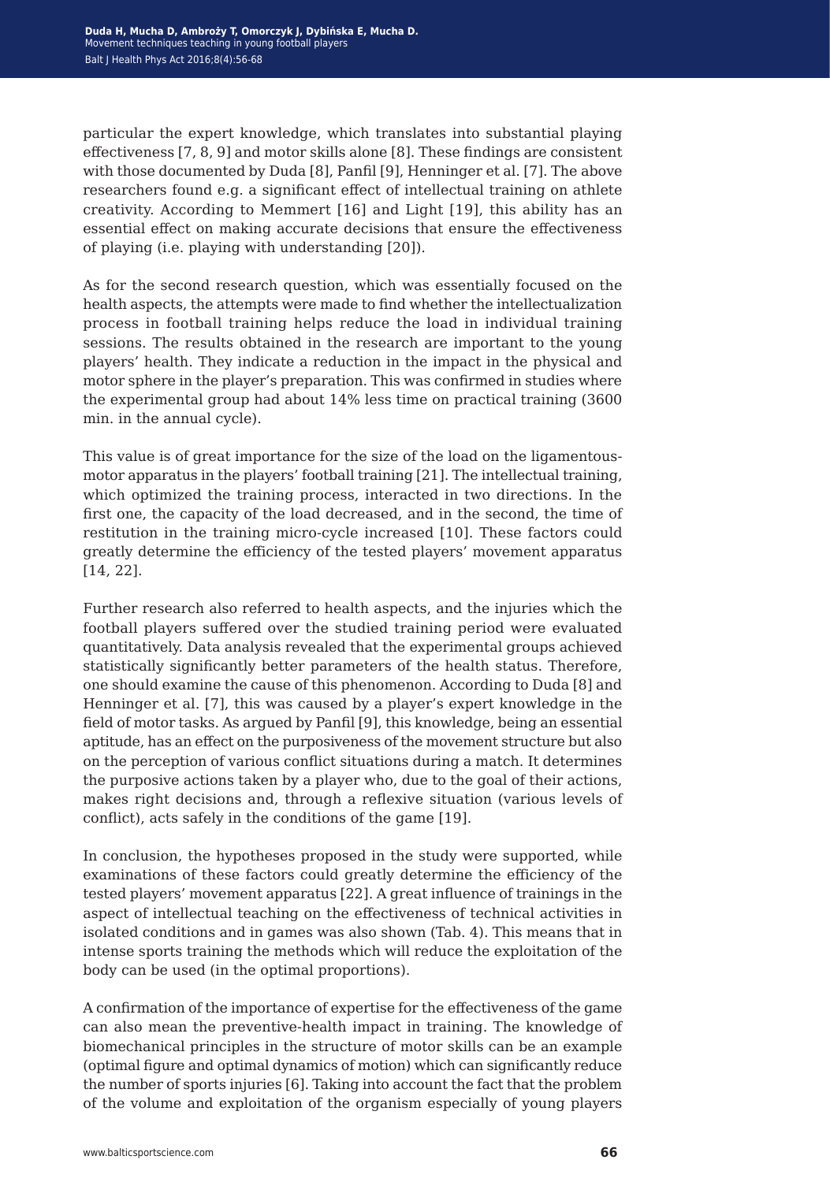particular the expert knowledge, which translates into substantial playing effectiveness [7, 8, 9] and motor skills alone [8]. These findings are consistent with those documented by Duda [8], Panfil [9], Henninger et al. [7]. The above researchers found e.g. a significant effect of intellectual training on athlete creativity. According to Memmert [16] and Light [19], this ability has an essential effect on making accurate decisions that ensure the effectiveness of playing (i.e. playing with understanding [20]).

As for the second research question, which was essentially focused on the health aspects, the attempts were made to find whether the intellectualization process in football training helps reduce the load in individual training sessions. The results obtained in the research are important to the young players' health. They indicate a reduction in the impact in the physical and motor sphere in the player's preparation. This was confirmed in studies where the experimental group had about 14% less time on practical training (3600 min. in the annual cycle).

This value is of great importance for the size of the load on the ligamentous-motor apparatus in the players' football training [21]. The intellectual training, which optimized the training process, interacted in two directions. In the first one, the capacity of the load decreased, and in the second, the time of restitution in the training micro-cycle increased [10]. These factors could greatly determine the efficiency of the tested players' movement apparatus [14, 22].

Further research also referred to health aspects, and the injuries which the football players suffered over the studied training period were evaluated quantitatively. Data analysis revealed that the experimental groups achieved statistically significantly better parameters of the health status. Therefore, one should examine the cause of this phenomenon. According to Duda [8] and Henninger et al. [7], this was caused by a player's expert knowledge in the field of motor tasks. As argued by Panfil [9], this knowledge, being an essential aptitude, has an effect on the purposiveness of the movement structure but also on the perception of various conflict situations during a match. It determines the purposive actions taken by a player who, due to the goal of their actions, makes right decisions and, through a reflexive situation (various levels of conflict), acts safely in the conditions of the game [19].

In conclusion, the hypotheses proposed in the study were supported, while examinations of these factors could greatly determine the efficiency of the tested players' movement apparatus [22]. A great influence of trainings in the aspect of intellectual teaching on the effectiveness of technical activities in isolated conditions and in games was also shown (Tab. 4). This means that in intense sports training the methods which will reduce the exploitation of the body can be used (in the optimal proportions).

A confirmation of the importance of expertise for the effectiveness of the game can also mean the preventive-health impact in training. The knowledge of biomechanical principles in the structure of motor skills can be an example (optimal figure and optimal dynamics of motion) which can significantly reduce the number of sports injuries [6]. Taking into account the fact that the problem of the volume and exploitation of the organism especially of young players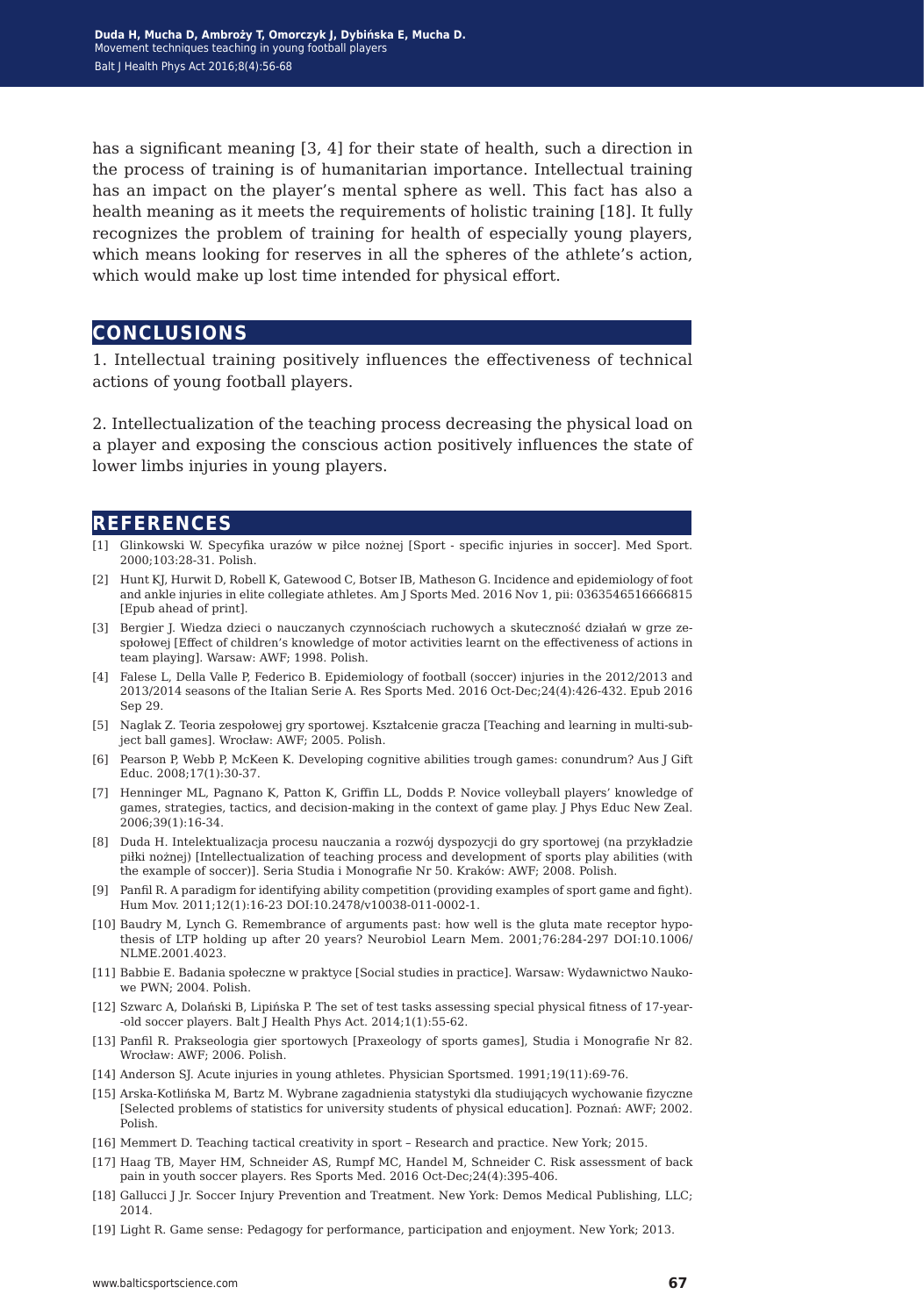has a significant meaning [3, 4] for their state of health, such a direction in the process of training is of humanitarian importance. Intellectual training has an impact on the player's mental sphere as well. This fact has also a health meaning as it meets the requirements of holistic training [18]. It fully recognizes the problem of training for health of especially young players, which means looking for reserves in all the spheres of the athlete's action, which would make up lost time intended for physical effort.

## CONCLUSIONS

1. Intellectual training positively influences the effectiveness of technical actions of young football players.

2. Intellectualization of the teaching process decreasing the physical load on a player and exposing the conscious action positively influences the state of lower limbs injuries in young players.

## REFERENCES

[1] Glinkowski W. Specyfika urazów w piłce nożnej [Sport - specific injuries in soccer]. Med Sport. 2000;103:28-31. Polish.

[2] Hunt KJ, Hurwit D, Robell K, Gatewood C, Botser IB, Matheson G. Incidence and epidemiology of foot and ankle injuries in elite collegiate athletes. Am J Sports Med. 2016 Nov 1, pii: 0363546516666815 [Epub ahead of print].

[3] Bergier J. Wiedza dzieci o nauczanych czynnościach ruchowych a skuteczność działań w grze zespołowej [Effect of children's knowledge of motor activities learnt on the effectiveness of actions in team playing]. Warsaw: AWF; 1998. Polish.

[4] Falese L, Della Valle P, Federico B. Epidemiology of football (soccer) injuries in the 2012/2013 and 2013/2014 seasons of the Italian Serie A. Res Sports Med. 2016 Oct-Dec;24(4):426-432. Epub 2016 Sep 29.

[5] Naglak Z. Teoria zespołowej gry sportowej. Kształcenie gracza [Teaching and learning in multi-subject ball games]. Wrocław: AWF; 2005. Polish.

[6] Pearson P, Webb P, McKeen K. Developing cognitive abilities trough games: conundrum? Aus J Gift Educ. 2008;17(1):30-37.

[7] Henninger ML, Pagnano K, Patton K, Griffin LL, Dodds P. Novice volleyball players' knowledge of games, strategies, tactics, and decision-making in the context of game play. J Phys Educ New Zeal. 2006;39(1):16-34.

[8] Duda H. Intelektualizacja procesu nauczania a rozwój dyspozycji do gry sportowej (na przykładzie piłki nożnej) [Intellectualization of teaching process and development of sports play abilities (with the example of soccer)]. Seria Studia i Monografie Nr 50. Kraków: AWF; 2008. Polish.

[9] Panfil R. A paradigm for identifying ability competition (providing examples of sport game and fight). Hum Mov. 2011;12(1):16-23 DOI:10.2478/v10038-011-0002-1.

[10] Baudry M, Lynch G. Remembrance of arguments past: how well is the gluta mate receptor hypothesis of LTP holding up after 20 years? Neurobiol Learn Mem. 2001;76:284-297 DOI:10.1006/NLME.2001.4023.

[11] Babbie E. Badania społeczne w praktyce [Social studies in practice]. Warsaw: Wydawnictwo Naukowe PWN; 2004. Polish.

[12] Szwarc A, Dolański B, Lipińska P. The set of test tasks assessing special physical fitness of 17-year--old soccer players. Balt J Health Phys Act. 2014;1(1):55-62.

[13] Panfil R. Prakseologia gier sportowych [Praxeology of sports games], Studia i Monografie Nr 82. Wrocław: AWF; 2006. Polish.

[14] Anderson SJ. Acute injuries in young athletes. Physician Sportsmed. 1991;19(11):69-76.

[15] Arska-Kotlińska M, Bartz M. Wybrane zagadnienia statystyki dla studiujących wychowanie fizyczne [Selected problems of statistics for university students of physical education]. Poznań: AWF; 2002. Polish.

[16] Memmert D. Teaching tactical creativity in sport – Research and practice. New York; 2015.

[17] Haag TB, Mayer HM, Schneider AS, Rumpf MC, Handel M, Schneider C. Risk assessment of back pain in youth soccer players. Res Sports Med. 2016 Oct-Dec;24(4):395-406.

[18] Gallucci J Jr. Soccer Injury Prevention and Treatment. New York: Demos Medical Publishing, LLC; 2014.

[19] Light R. Game sense: Pedagogy for performance, participation and enjoyment. New York; 2013.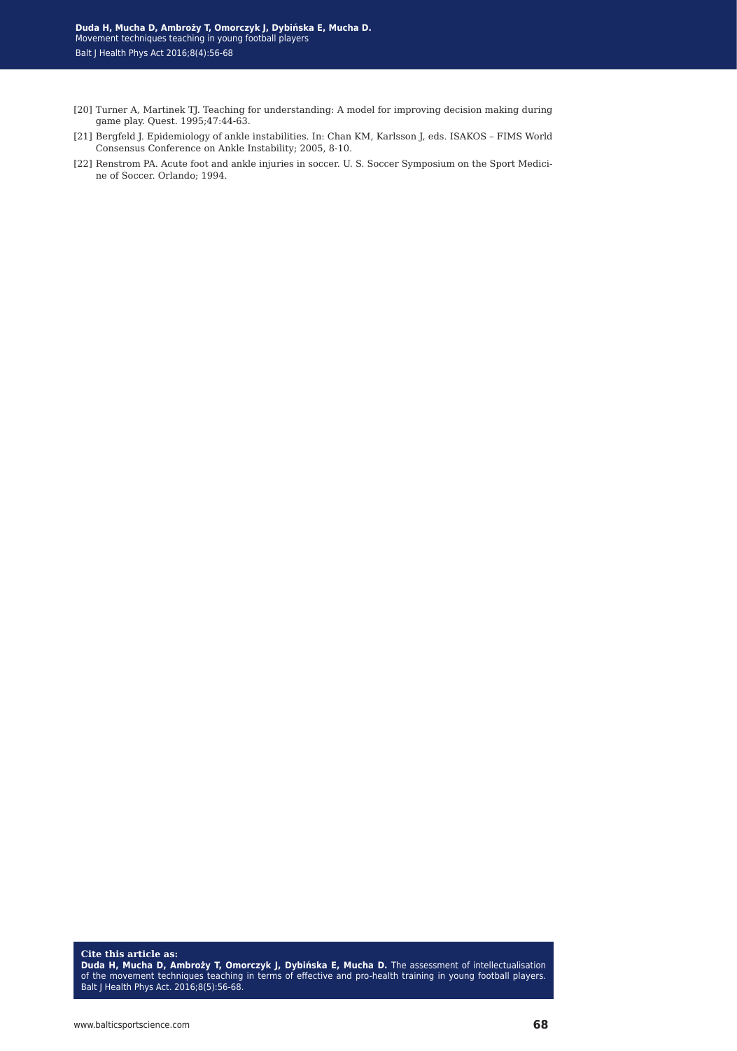[20] Turner A, Martinek TJ. Teaching for understanding: A model for improving decision making during game play. Quest. 1995;47:44-63.

[21] Bergfeld J. Epidemiology of ankle instabilities. In: Chan KM, Karlsson J, eds. ISAKOS – FIMS World Consensus Conference on Ankle Instability; 2005, 8-10.

[22] Renstrom PA. Acute foot and ankle injuries in soccer. U. S. Soccer Symposium on the Sport Medicine of Soccer. Orlando; 1994.

**Cite this article as:**
**Duda H, Mucha D, Ambroży T, Omorczyk J, Dybińska E, Mucha D.** The assessment of intellectualisation of the movement techniques teaching in terms of effective and pro-health training in young football players. Balt J Health Phys Act. 2016;8(5):56-68.